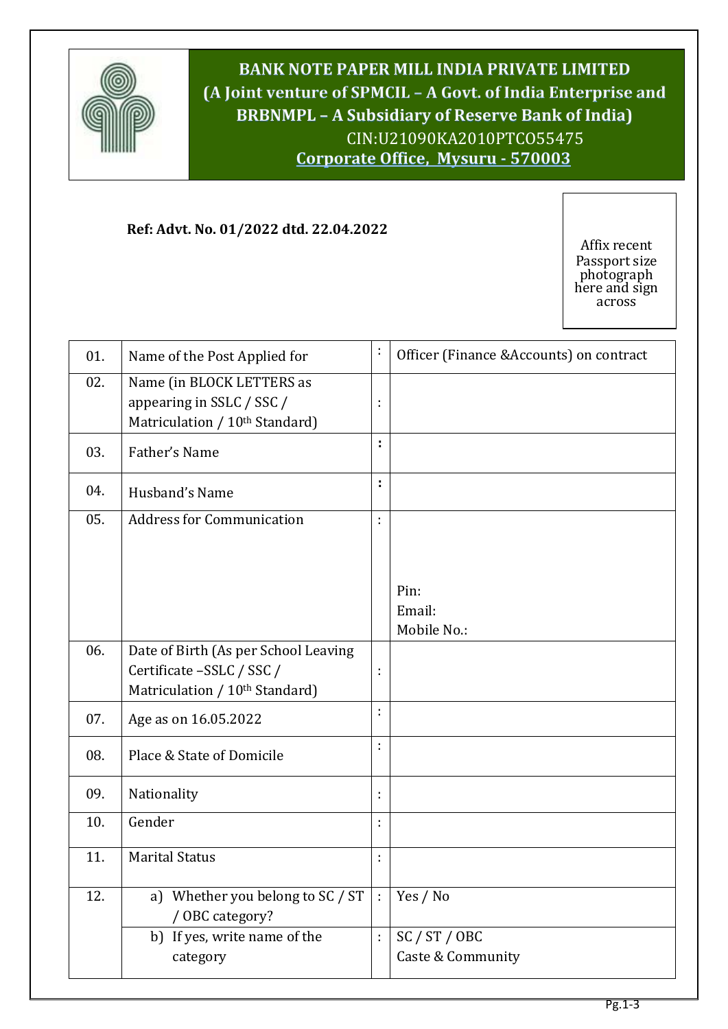# BANK NOTE PAPER MILL INDIA PRIVATE LIMITED

**(A Joint venture of SPMCIL – A Govt. of India Enterprise and BRBNMPL – A Subsidiary of Reserve Bank of India)**

CIN:U21090KA2010PTCO55475

**Corporate Office, Mysuru - 570003**

**Ref: Advt. No. 01/2022 dtd. 22.04.2022**

Affix recent Passport size photograph here and sign across

| | | | |
|---|---|---|---|
| 01. | Name of the Post Applied for | : | Officer (Finance &Accounts) on contract |
| 02. | Name (in BLOCK LETTERS as appearing in SSLC / SSC / Matriculation / 10th Standard) | : | |
| 03. | Father's Name | : | |
| 04. | Husband's Name | : | |
| 05. | Address for Communication | : | Pin:<br>Email:<br>Mobile No.: |
| 06. | Date of Birth (As per School Leaving Certificate –SSLC / SSC / Matriculation / 10th Standard) | : | |
| 07. | Age as on 16.05.2022 | : | |
| 08. | Place & State of Domicile | : | |
| 09. | Nationality | : | |
| 10. | Gender | : | |
| 11. | Marital Status | : | |
| 12. | a) Whether you belong to SC / ST / OBC category? | : | Yes / No |
| | b) If yes, write name of the category | : | SC / ST / OBC<br>Caste & Community |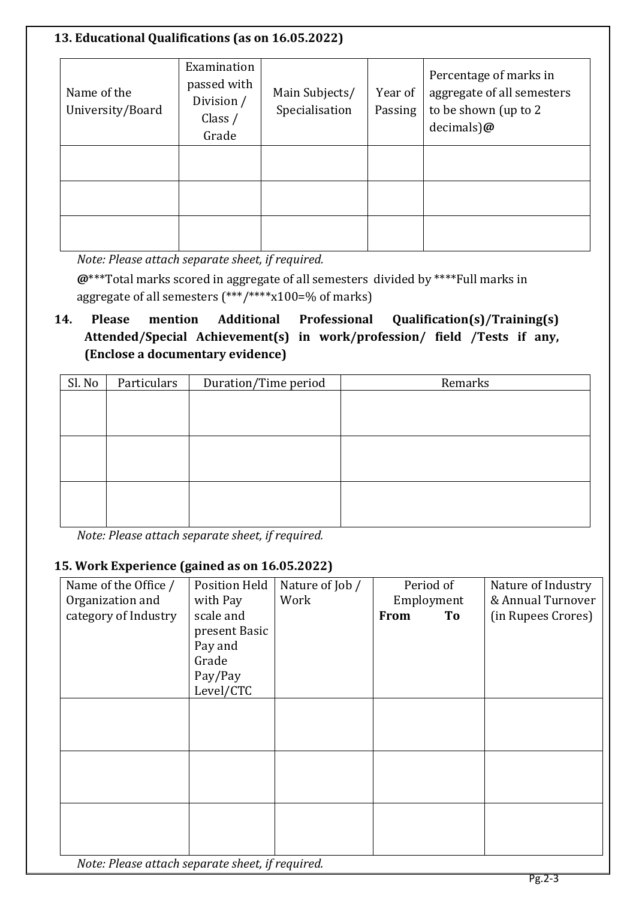### 13. Educational Qualifications (as on 16.05.2022)

| Name of the University/Board | Examination passed with Division / Class / Grade | Main Subjects/ Specialisation | Year of Passing | Percentage of marks in aggregate of all semesters to be shown (up to 2 decimals)**@** |
|---|---|---|---|---|
| | | | | |
| | | | | |
| | | | | |

*Note: Please attach separate sheet, if required.*

**@*****Total marks scored in aggregate of all semesters divided by ****Full marks in aggregate of all semesters (***/****x100=% of marks)

### 14. Please mention Additional Professional Qualification(s)/Training(s) Attended/Special Achievement(s) in work/profession/ field /Tests if any, (Enclose a documentary evidence)

| Sl. No | Particulars | Duration/Time period | Remarks |
|---|---|---|---|
| | | | |
| | | | |
| | | | |

*Note: Please attach separate sheet, if required.*

### 15. Work Experience (gained as on 16.05.2022)

| Name of the Office / Organization and category of Industry | Position Held with Pay scale and present Basic Pay and Grade Pay/Pay Level/CTC | Nature of Job / Work | Period of Employment **From** **To** | Nature of Industry & Annual Turnover (in Rupees Crores) |
|---|---|---|---|---|
| | | | | |
| | | | | |
| | | | | |

*Note: Please attach separate sheet, if required.*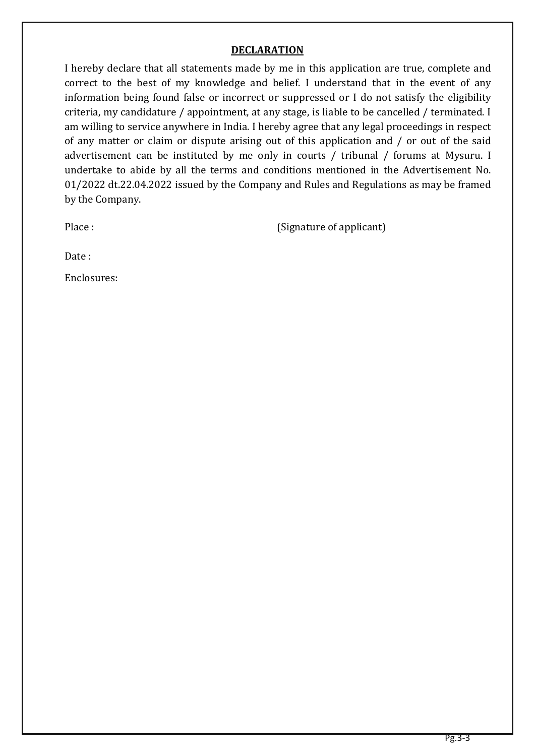**DECLARATION**

I hereby declare that all statements made by me in this application are true, complete and correct to the best of my knowledge and belief. I understand that in the event of any information being found false or incorrect or suppressed or I do not satisfy the eligibility criteria, my candidature / appointment, at any stage, is liable to be cancelled / terminated. I am willing to service anywhere in India. I hereby agree that any legal proceedings in respect of any matter or claim or dispute arising out of this application and / or out of the said advertisement can be instituted by me only in courts / tribunal / forums at Mysuru. I undertake to abide by all the terms and conditions mentioned in the Advertisement No. 01/2022 dt.22.04.2022 issued by the Company and Rules and Regulations as may be framed by the Company.

Place : (Signature of applicant)

Date :

Enclosures: